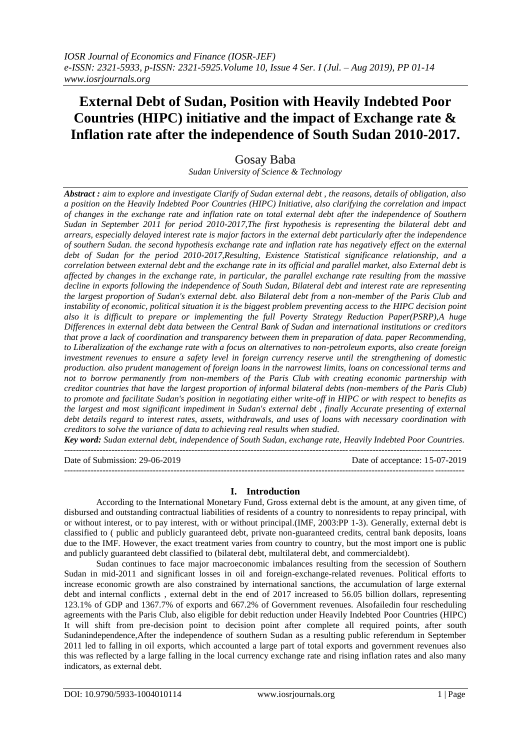# External Debt of Sudan, Position with Heavily Indebted Poor Countries (HIPC) initiative and the impact of Exchange rate & Inflation rate after the independence of South Sudan 2010-2017.

Gosay Baba

*Sudan University of Science & Technology*

***Abstract :*** *aim to explore and investigate Clarify of Sudan external debt , the reasons, details of obligation, also a position on the Heavily Indebted Poor Countries (HIPC) Initiative, also clarifying the correlation and impact of changes in the exchange rate and inflation rate on total external debt after the independence of Southern Sudan in September 2011 for period 2010-2017,The first hypothesis is representing the bilateral debt and arrears, especially delayed interest rate is major factors in the external debt particularly after the independence of southern Sudan. the second hypothesis exchange rate and inflation rate has negatively effect on the external debt of Sudan for the period 2010-2017,Resulting, Existence Statistical significance relationship, and a correlation between external debt and the exchange rate in its official and parallel market, also External debt is affected by changes in the exchange rate, in particular, the parallel exchange rate resulting from the massive decline in exports following the independence of South Sudan, Bilateral debt and interest rate are representing the largest proportion of Sudan's external debt. also Bilateral debt from a non-member of the Paris Club and instability of economic, political situation it is the biggest problem preventing access to the HIPC decision point also it is difficult to prepare or implementing the full Poverty Strategy Reduction Paper(PSRP),A huge Differences in external debt data between the Central Bank of Sudan and international institutions or creditors that prove a lack of coordination and transparency between them in preparation of data. paper Recommending, to Liberalization of the exchange rate with a focus on alternatives to non-petroleum exports, also create foreign investment revenues to ensure a safety level in foreign currency reserve until the strengthening of domestic production. also prudent management of foreign loans in the narrowest limits, loans on concessional terms and not to borrow permanently from non-members of the Paris Club with creating economic partnership with creditor countries that have the largest proportion of informal bilateral debts (non-members of the Paris Club) to promote and facilitate Sudan's position in negotiating either write-off in HIPC or with respect to benefits as the largest and most significant impediment in Sudan's external debt , finally Accurate presenting of external debt details regard to interest rates, assets, withdrawals, and uses of loans with necessary coordination with creditors to solve the variance of data to achieving real results when studied.*

***Key word:*** *Sudan external debt, independence of South Sudan, exchange rate, Heavily Indebted Poor Countries.*

Date of Submission: 29-06-2019 Date of acceptance: 15-07-2019

## I. Introduction

According to the International Monetary Fund, Gross external debt is the amount, at any given time, of disbursed and outstanding contractual liabilities of residents of a country to nonresidents to repay principal, with or without interest, or to pay interest, with or without principal.(IMF, 2003:PP 1-3). Generally, external debt is classified to ( public and publicly guaranteed debt, private non-guaranteed credits, central bank deposits, loans due to the IMF. However, the exact treatment varies from country to country, but the most import one is public and publicly guaranteed debt classified to (bilateral debt, multilateral debt, and commercialdebt).

Sudan continues to face major macroeconomic imbalances resulting from the secession of Southern Sudan in mid-2011 and significant losses in oil and foreign-exchange-related revenues. Political efforts to increase economic growth are also constrained by international sanctions, the accumulation of large external debt and internal conflicts , external debt in the end of 2017 increased to 56.05 billion dollars, representing 123.1% of GDP and 1367.7% of exports and 667.2% of Government revenues. Alsofailedin four rescheduling agreements with the Paris Club, also eligible for debit reduction under Heavily Indebted Poor Countries (HIPC) It will shift from pre-decision point to decision point after complete all required points, after south Sudanindependence,After the independence of southern Sudan as a resulting public referendum in September 2011 led to falling in oil exports, which accounted a large part of total exports and government revenues also this was reflected by a large falling in the local currency exchange rate and rising inflation rates and also many indicators, as external debt.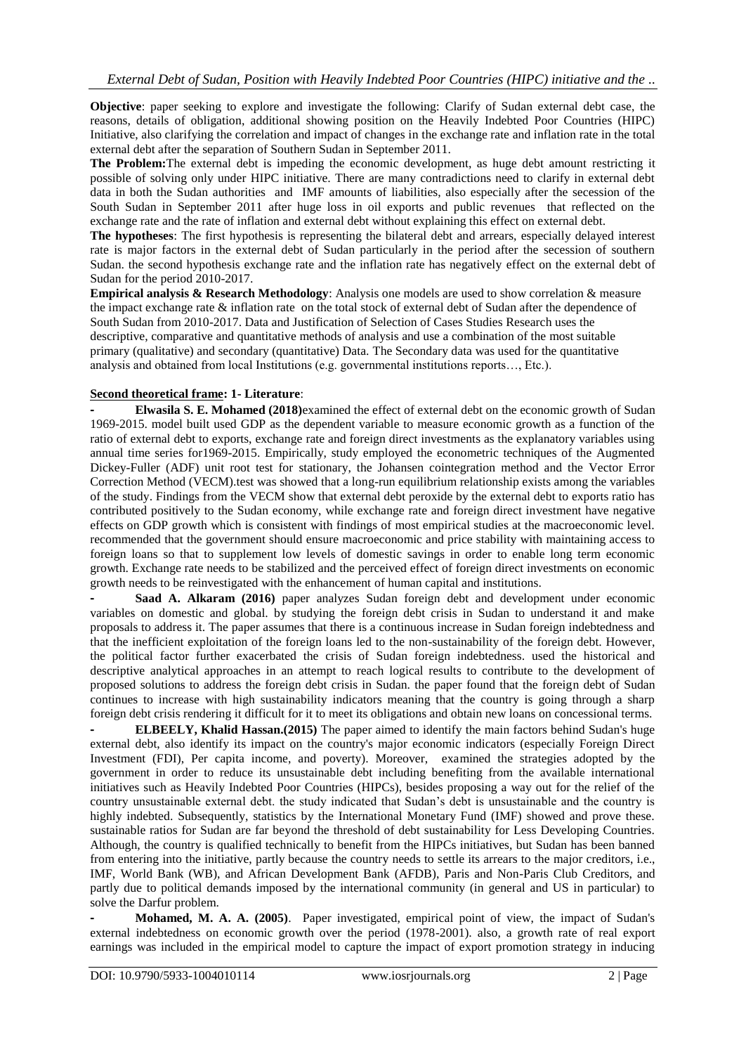**Objective**: paper seeking to explore and investigate the following: Clarify of Sudan external debt case, the reasons, details of obligation, additional showing position on the Heavily Indebted Poor Countries (HIPC) Initiative, also clarifying the correlation and impact of changes in the exchange rate and inflation rate in the total external debt after the separation of Southern Sudan in September 2011.

**The Problem:** The external debt is impeding the economic development, as huge debt amount restricting it possible of solving only under HIPC initiative. There are many contradictions need to clarify in external debt data in both the Sudan authorities and IMF amounts of liabilities, also especially after the secession of the South Sudan in September 2011 after huge loss in oil exports and public revenues that reflected on the exchange rate and the rate of inflation and external debt without explaining this effect on external debt.

**The hypotheses**: The first hypothesis is representing the bilateral debt and arrears, especially delayed interest rate is major factors in the external debt of Sudan particularly in the period after the secession of southern Sudan. the second hypothesis exchange rate and the inflation rate has negatively effect on the external debt of Sudan for the period 2010-2017.

**Empirical analysis & Research Methodology**: Analysis one models are used to show correlation & measure the impact exchange rate & inflation rate on the total stock of external debt of Sudan after the dependence of South Sudan from 2010-2017. Data and Justification of Selection of Cases Studies Research uses the descriptive, comparative and quantitative methods of analysis and use a combination of the most suitable primary (qualitative) and secondary (quantitative) Data. The Secondary data was used for the quantitative analysis and obtained from local Institutions (e.g. governmental institutions reports…, Etc.).

## Second theoretical frame: 1- Literature:

- **Elwasila S. E. Mohamed (2018)** examined the effect of external debt on the economic growth of Sudan 1969-2015. model built used GDP as the dependent variable to measure economic growth as a function of the ratio of external debt to exports, exchange rate and foreign direct investments as the explanatory variables using annual time series for1969-2015. Empirically, study employed the econometric techniques of the Augmented Dickey-Fuller (ADF) unit root test for stationary, the Johansen cointegration method and the Vector Error Correction Method (VECM).test was showed that a long-run equilibrium relationship exists among the variables of the study. Findings from the VECM show that external debt peroxide by the external debt to exports ratio has contributed positively to the Sudan economy, while exchange rate and foreign direct investment have negative effects on GDP growth which is consistent with findings of most empirical studies at the macroeconomic level. recommended that the government should ensure macroeconomic and price stability with maintaining access to foreign loans so that to supplement low levels of domestic savings in order to enable long term economic growth. Exchange rate needs to be stabilized and the perceived effect of foreign direct investments on economic growth needs to be reinvestigated with the enhancement of human capital and institutions.

- **Saad A. Alkaram (2016)** paper analyzes Sudan foreign debt and development under economic variables on domestic and global. by studying the foreign debt crisis in Sudan to understand it and make proposals to address it. The paper assumes that there is a continuous increase in Sudan foreign indebtedness and that the inefficient exploitation of the foreign loans led to the non-sustainability of the foreign debt. However, the political factor further exacerbated the crisis of Sudan foreign indebtedness. used the historical and descriptive analytical approaches in an attempt to reach logical results to contribute to the development of proposed solutions to address the foreign debt crisis in Sudan. the paper found that the foreign debt of Sudan continues to increase with high sustainability indicators meaning that the country is going through a sharp foreign debt crisis rendering it difficult for it to meet its obligations and obtain new loans on concessional terms.

- **ELBEELY, Khalid Hassan.(2015)** The paper aimed to identify the main factors behind Sudan's huge external debt, also identify its impact on the country's major economic indicators (especially Foreign Direct Investment (FDI), Per capita income, and poverty). Moreover, examined the strategies adopted by the government in order to reduce its unsustainable debt including benefiting from the available international initiatives such as Heavily Indebted Poor Countries (HIPCs), besides proposing a way out for the relief of the country unsustainable external debt. the study indicated that Sudan's debt is unsustainable and the country is highly indebted. Subsequently, statistics by the International Monetary Fund (IMF) showed and prove these. sustainable ratios for Sudan are far beyond the threshold of debt sustainability for Less Developing Countries. Although, the country is qualified technically to benefit from the HIPCs initiatives, but Sudan has been banned from entering into the initiative, partly because the country needs to settle its arrears to the major creditors, i.e., IMF, World Bank (WB), and African Development Bank (AFDB), Paris and Non-Paris Club Creditors, and partly due to political demands imposed by the international community (in general and US in particular) to solve the Darfur problem.

- **Mohamed, M. A. A. (2005)**. Paper investigated, empirical point of view, the impact of Sudan's external indebtedness on economic growth over the period (1978-2001). also, a growth rate of real export earnings was included in the empirical model to capture the impact of export promotion strategy in inducing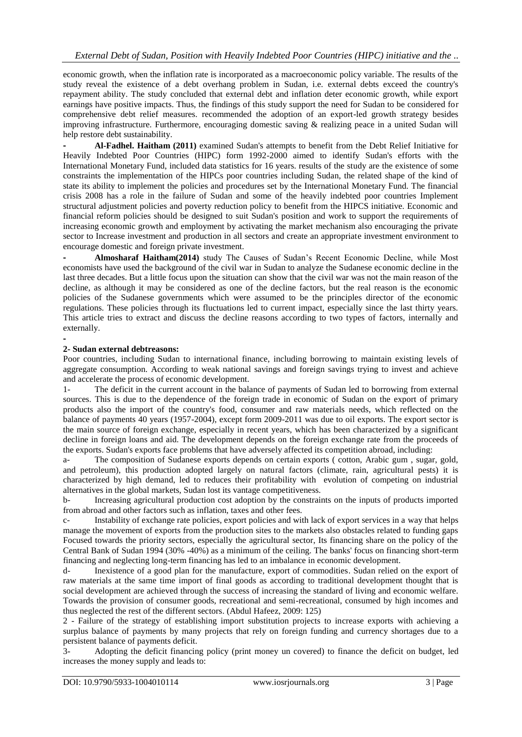economic growth, when the inflation rate is incorporated as a macroeconomic policy variable. The results of the study reveal the existence of a debt overhang problem in Sudan, i.e. external debts exceed the country's repayment ability. The study concluded that external debt and inflation deter economic growth, while export earnings have positive impacts. Thus, the findings of this study support the need for Sudan to be considered for comprehensive debt relief measures. recommended the adoption of an export-led growth strategy besides improving infrastructure. Furthermore, encouraging domestic saving & realizing peace in a united Sudan will help restore debt sustainability.

- **Al-Fadhel. Haitham (2011)** examined Sudan's attempts to benefit from the Debt Relief Initiative for Heavily Indebted Poor Countries (HIPC) form 1992-2000 aimed to identify Sudan's efforts with the International Monetary Fund, included data statistics for 16 years. results of the study are the existence of some constraints the implementation of the HIPCs poor countries including Sudan, the related shape of the kind of state its ability to implement the policies and procedures set by the International Monetary Fund. The financial crisis 2008 has a role in the failure of Sudan and some of the heavily indebted poor countries Implement structural adjustment policies and poverty reduction policy to benefit from the HIPCS initiative. Economic and financial reform policies should be designed to suit Sudan's position and work to support the requirements of increasing economic growth and employment by activating the market mechanism also encouraging the private sector to Increase investment and production in all sectors and create an appropriate investment environment to encourage domestic and foreign private investment.

- **Almosharaf Haitham(2014)** study The Causes of Sudan's Recent Economic Decline, while Most economists have used the background of the civil war in Sudan to analyze the Sudanese economic decline in the last three decades. But a little focus upon the situation can show that the civil war was not the main reason of the decline, as although it may be considered as one of the decline factors, but the real reason is the economic policies of the Sudanese governments which were assumed to be the principles director of the economic regulations. These policies through its fluctuations led to current impact, especially since the last thirty years. This article tries to extract and discuss the decline reasons according to two types of factors, internally and externally.

-

**2- Sudan external debtreasons:**

Poor countries, including Sudan to international finance, including borrowing to maintain existing levels of aggregate consumption. According to weak national savings and foreign savings trying to invest and achieve and accelerate the process of economic development.

1- The deficit in the current account in the balance of payments of Sudan led to borrowing from external sources. This is due to the dependence of the foreign trade in economic of Sudan on the export of primary products also the import of the country's food, consumer and raw materials needs, which reflected on the balance of payments 40 years (1957-2004), except form 2009-2011 was due to oil exports. The export sector is the main source of foreign exchange, especially in recent years, which has been characterized by a significant decline in foreign loans and aid. The development depends on the foreign exchange rate from the proceeds of the exports. Sudan's exports face problems that have adversely affected its competition abroad, including:

a- The composition of Sudanese exports depends on certain exports ( cotton, Arabic gum , sugar, gold, and petroleum), this production adopted largely on natural factors (climate, rain, agricultural pests) it is characterized by high demand, led to reduces their profitability with evolution of competing on industrial alternatives in the global markets, Sudan lost its vantage competitiveness.

b- Increasing agricultural production cost adoption by the constraints on the inputs of products imported from abroad and other factors such as inflation, taxes and other fees.

c- Instability of exchange rate policies, export policies and with lack of export services in a way that helps manage the movement of exports from the production sites to the markets also obstacles related to funding gaps Focused towards the priority sectors, especially the agricultural sector, Its financing share on the policy of the Central Bank of Sudan 1994 (30% -40%) as a minimum of the ceiling. The banks' focus on financing short-term financing and neglecting long-term financing has led to an imbalance in economic development.

d- Inexistence of a good plan for the manufacture, export of commodities. Sudan relied on the export of raw materials at the same time import of final goods as according to traditional development thought that is social development are achieved through the success of increasing the standard of living and economic welfare. Towards the provision of consumer goods, recreational and semi-recreational, consumed by high incomes and thus neglected the rest of the different sectors. (Abdul Hafeez, 2009: 125)

2 - Failure of the strategy of establishing import substitution projects to increase exports with achieving a surplus balance of payments by many projects that rely on foreign funding and currency shortages due to a persistent balance of payments deficit.

3- Adopting the deficit financing policy (print money un covered) to finance the deficit on budget, led increases the money supply and leads to: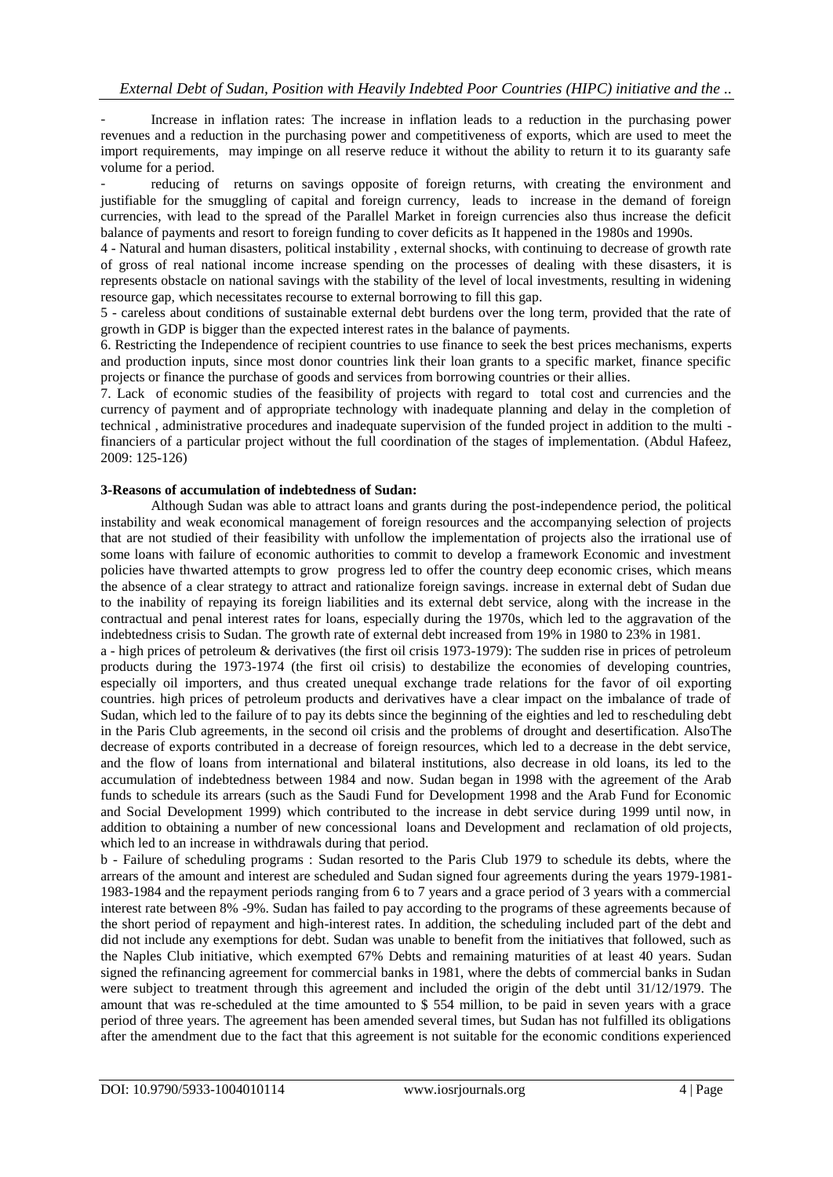- Increase in inflation rates: The increase in inflation leads to a reduction in the purchasing power revenues and a reduction in the purchasing power and competitiveness of exports, which are used to meet the import requirements, may impinge on all reserve reduce it without the ability to return it to its guaranty safe volume for a period.

- reducing of returns on savings opposite of foreign returns, with creating the environment and justifiable for the smuggling of capital and foreign currency, leads to increase in the demand of foreign currencies, with lead to the spread of the Parallel Market in foreign currencies also thus increase the deficit balance of payments and resort to foreign funding to cover deficits as It happened in the 1980s and 1990s.

4 - Natural and human disasters, political instability , external shocks, with continuing to decrease of growth rate of gross of real national income increase spending on the processes of dealing with these disasters, it is represents obstacle on national savings with the stability of the level of local investments, resulting in widening resource gap, which necessitates recourse to external borrowing to fill this gap.

5 - careless about conditions of sustainable external debt burdens over the long term, provided that the rate of growth in GDP is bigger than the expected interest rates in the balance of payments.

6. Restricting the Independence of recipient countries to use finance to seek the best prices mechanisms, experts and production inputs, since most donor countries link their loan grants to a specific market, finance specific projects or finance the purchase of goods and services from borrowing countries or their allies.

7. Lack of economic studies of the feasibility of projects with regard to total cost and currencies and the currency of payment and of appropriate technology with inadequate planning and delay in the completion of technical , administrative procedures and inadequate supervision of the funded project in addition to the multi - financiers of a particular project without the full coordination of the stages of implementation. (Abdul Hafeez, 2009: 125-126)

**3-Reasons of accumulation of indebtedness of Sudan:**

Although Sudan was able to attract loans and grants during the post-independence period, the political instability and weak economical management of foreign resources and the accompanying selection of projects that are not studied of their feasibility with unfollow the implementation of projects also the irrational use of some loans with failure of economic authorities to commit to develop a framework Economic and investment policies have thwarted attempts to grow progress led to offer the country deep economic crises, which means the absence of a clear strategy to attract and rationalize foreign savings. increase in external debt of Sudan due to the inability of repaying its foreign liabilities and its external debt service, along with the increase in the contractual and penal interest rates for loans, especially during the 1970s, which led to the aggravation of the indebtedness crisis to Sudan. The growth rate of external debt increased from 19% in 1980 to 23% in 1981.

a - high prices of petroleum & derivatives (the first oil crisis 1973-1979): The sudden rise in prices of petroleum products during the 1973-1974 (the first oil crisis) to destabilize the economies of developing countries, especially oil importers, and thus created unequal exchange trade relations for the favor of oil exporting countries. high prices of petroleum products and derivatives have a clear impact on the imbalance of trade of Sudan, which led to the failure of to pay its debts since the beginning of the eighties and led to rescheduling debt in the Paris Club agreements, in the second oil crisis and the problems of drought and desertification. AlsoThe decrease of exports contributed in a decrease of foreign resources, which led to a decrease in the debt service, and the flow of loans from international and bilateral institutions, also decrease in old loans, its led to the accumulation of indebtedness between 1984 and now. Sudan began in 1998 with the agreement of the Arab funds to schedule its arrears (such as the Saudi Fund for Development 1998 and the Arab Fund for Economic and Social Development 1999) which contributed to the increase in debt service during 1999 until now, in addition to obtaining a number of new concessional loans and Development and reclamation of old projects, which led to an increase in withdrawals during that period.

b - Failure of scheduling programs : Sudan resorted to the Paris Club 1979 to schedule its debts, where the arrears of the amount and interest are scheduled and Sudan signed four agreements during the years 1979-1981-1983-1984 and the repayment periods ranging from 6 to 7 years and a grace period of 3 years with a commercial interest rate between 8% -9%. Sudan has failed to pay according to the programs of these agreements because of the short period of repayment and high-interest rates. In addition, the scheduling included part of the debt and did not include any exemptions for debt. Sudan was unable to benefit from the initiatives that followed, such as the Naples Club initiative, which exempted 67% Debts and remaining maturities of at least 40 years. Sudan signed the refinancing agreement for commercial banks in 1981, where the debts of commercial banks in Sudan were subject to treatment through this agreement and included the origin of the debt until 31/12/1979. The amount that was re-scheduled at the time amounted to $ 554 million, to be paid in seven years with a grace period of three years. The agreement has been amended several times, but Sudan has not fulfilled its obligations after the amendment due to the fact that this agreement is not suitable for the economic conditions experienced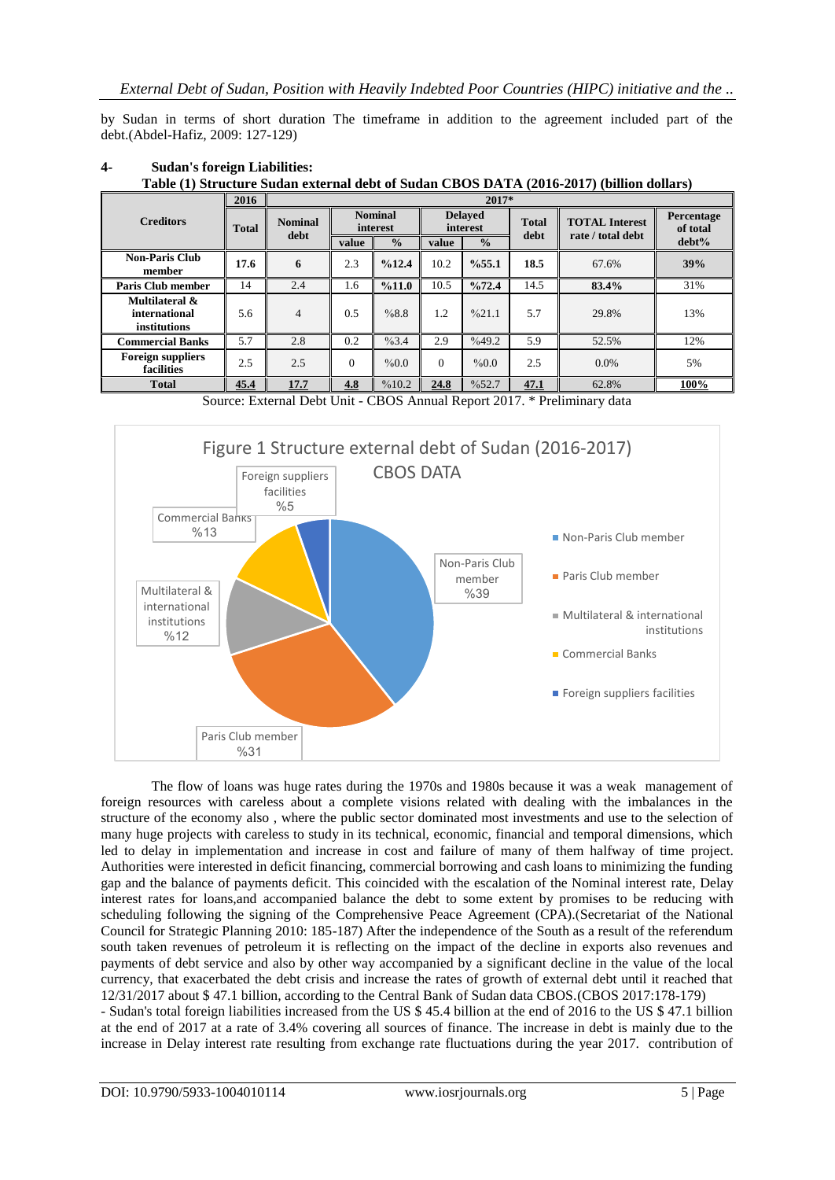by Sudan in terms of short duration The timeframe in addition to the agreement included part of the debt.(Abdel-Hafiz, 2009: 127-129)

## 4- Sudan's foreign Liabilities:

**Table (1) Structure Sudan external debt of Sudan CBOS DATA (2016-2017) (billion dollars)**

| Creditors | 2016 | 2017* | | | | | | | |
|---|---|---|---|---|---|---|---|---|---|
| | Total | Nominal debt | Nominal interest | | Delayed interest | | Total debt | TOTAL Interest rate / total debt | Percentage of total debt% |
| | | | value | % | value | % | | | |
| **Non-Paris Club member** | **17.6** | **6** | 2.3 | **%12.4** | 10.2 | **%55.1** | **18.5** | 67.6% | **39%** |
| **Paris Club member** | 14 | 2.4 | 1.6 | **%11.0** | 10.5 | **%72.4** | 14.5 | **83.4%** | 31% |
| **Multilateral & international institutions** | 5.6 | 4 | 0.5 | %8.8 | 1.2 | %21.1 | 5.7 | 29.8% | 13% |
| **Commercial Banks** | 5.7 | 2.8 | 0.2 | %3.4 | 2.9 | %49.2 | 5.9 | 52.5% | 12% |
| **Foreign suppliers facilities** | 2.5 | 2.5 | 0 | %0.0 | 0 | %0.0 | 2.5 | 0.0% | 5% |
| **Total** | **45.4** | **17.7** | **4.8** | %10.2 | **24.8** | %52.7 | **47.1** | 62.8% | **100%** |

Source: External Debt Unit - CBOS Annual Report 2017. * Preliminary data

Figure 1 Structure external debt of Sudan (2016-2017) CBOS DATA

The flow of loans was huge rates during the 1970s and 1980s because it was a weak management of foreign resources with careless about a complete visions related with dealing with the imbalances in the structure of the economy also , where the public sector dominated most investments and use to the selection of many huge projects with careless to study in its technical, economic, financial and temporal dimensions, which led to delay in implementation and increase in cost and failure of many of them halfway of time project. Authorities were interested in deficit financing, commercial borrowing and cash loans to minimizing the funding gap and the balance of payments deficit. This coincided with the escalation of the Nominal interest rate, Delay interest rates for loans,and accompanied balance the debt to some extent by promises to be reducing with scheduling following the signing of the Comprehensive Peace Agreement (CPA).(Secretariat of the National Council for Strategic Planning 2010: 185-187) After the independence of the South as a result of the referendum south taken revenues of petroleum it is reflecting on the impact of the decline in exports also revenues and payments of debt service and also by other way accompanied by a significant decline in the value of the local currency, that exacerbated the debt crisis and increase the rates of growth of external debt until it reached that 12/31/2017 about $ 47.1 billion, according to the Central Bank of Sudan data CBOS.(CBOS 2017:178-179)

- Sudan's total foreign liabilities increased from the US $ 45.4 billion at the end of 2016 to the US $ 47.1 billion at the end of 2017 at a rate of 3.4% covering all sources of finance. The increase in debt is mainly due to the increase in Delay interest rate resulting from exchange rate fluctuations during the year 2017. contribution of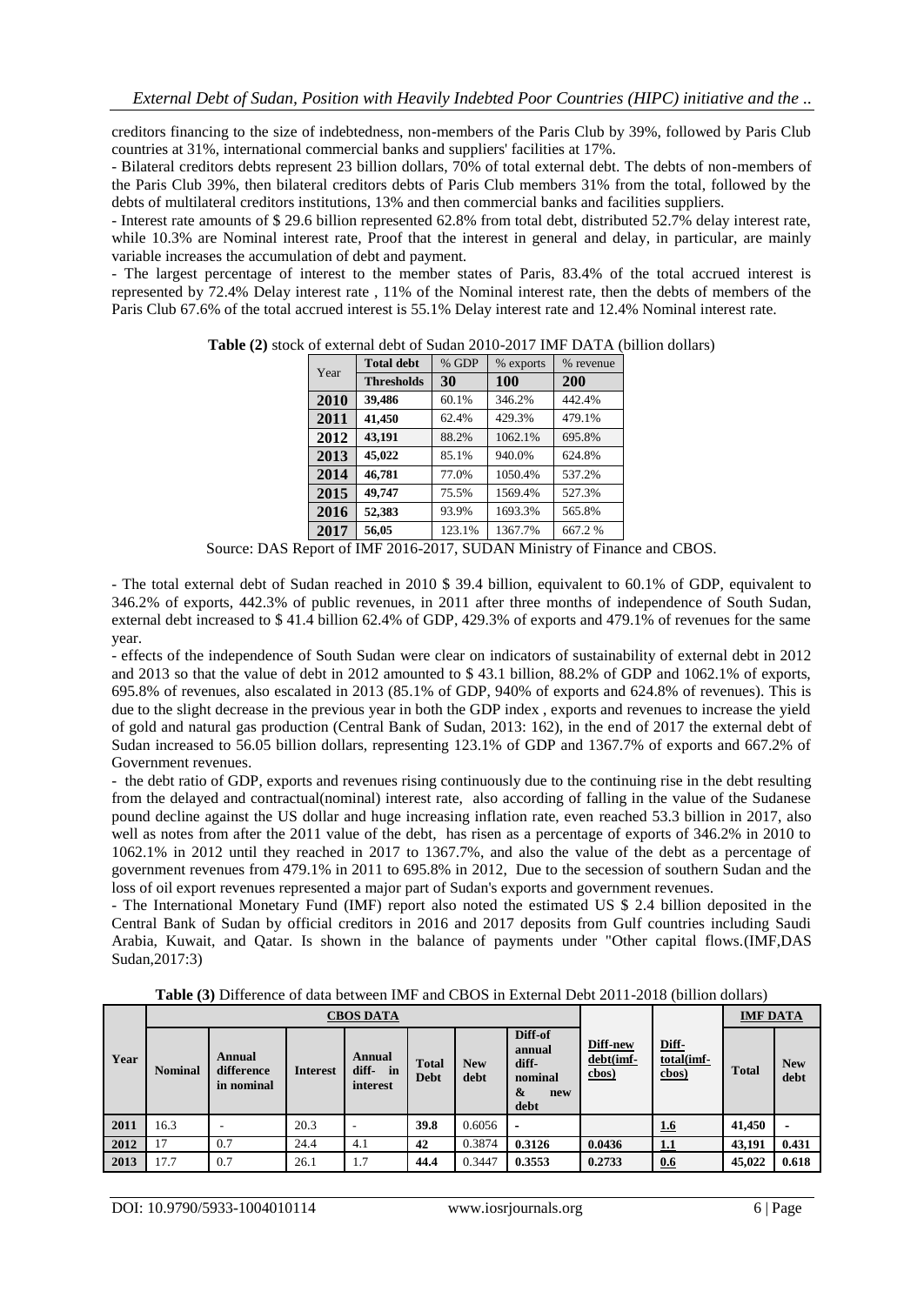creditors financing to the size of indebtedness, non-members of the Paris Club by 39%, followed by Paris Club countries at 31%, international commercial banks and suppliers' facilities at 17%.

- Bilateral creditors debts represent 23 billion dollars, 70% of total external debt. The debts of non-members of the Paris Club 39%, then bilateral creditors debts of Paris Club members 31% from the total, followed by the debts of multilateral creditors institutions, 13% and then commercial banks and facilities suppliers.
- Interest rate amounts of $ 29.6 billion represented 62.8% from total debt, distributed 52.7% delay interest rate, while 10.3% are Nominal interest rate, Proof that the interest in general and delay, in particular, are mainly variable increases the accumulation of debt and payment.
- The largest percentage of interest to the member states of Paris, 83.4% of the total accrued interest is represented by 72.4% Delay interest rate , 11% of the Nominal interest rate, then the debts of members of the Paris Club 67.6% of the total accrued interest is 55.1% Delay interest rate and 12.4% Nominal interest rate.

**Table (2)** stock of external debt of Sudan 2010-2017 IMF DATA (billion dollars)

| Year | Total debt | % GDP | % exports | % revenue |
|---|---|---|---|---|
| | **Thresholds** | **30** | **100** | **200** |
| **2010** | **39,486** | 60.1% | 346.2% | 442.4% |
| **2011** | **41,450** | 62.4% | 429.3% | 479.1% |
| **2012** | **43,191** | 88.2% | 1062.1% | 695.8% |
| **2013** | **45,022** | 85.1% | 940.0% | 624.8% |
| **2014** | **46,781** | 77.0% | 1050.4% | 537.2% |
| **2015** | **49,747** | 75.5% | 1569.4% | 527.3% |
| **2016** | **52,383** | 93.9% | 1693.3% | 565.8% |
| **2017** | **56,05** | 123.1% | 1367.7% | 667.2 % |

Source: DAS Report of IMF 2016-2017, SUDAN Ministry of Finance and CBOS.

- The total external debt of Sudan reached in 2010 $ 39.4 billion, equivalent to 60.1% of GDP, equivalent to 346.2% of exports, 442.3% of public revenues, in 2011 after three months of independence of South Sudan, external debt increased to $ 41.4 billion 62.4% of GDP, 429.3% of exports and 479.1% of revenues for the same year.
- effects of the independence of South Sudan were clear on indicators of sustainability of external debt in 2012 and 2013 so that the value of debt in 2012 amounted to $ 43.1 billion, 88.2% of GDP and 1062.1% of exports, 695.8% of revenues, also escalated in 2013 (85.1% of GDP, 940% of exports and 624.8% of revenues). This is due to the slight decrease in the previous year in both the GDP index , exports and revenues to increase the yield of gold and natural gas production (Central Bank of Sudan, 2013: 162), in the end of 2017 the external debt of Sudan increased to 56.05 billion dollars, representing 123.1% of GDP and 1367.7% of exports and 667.2% of Government revenues.
- the debt ratio of GDP, exports and revenues rising continuously due to the continuing rise in the debt resulting from the delayed and contractual(nominal) interest rate, also according of falling in the value of the Sudanese pound decline against the US dollar and huge increasing inflation rate, even reached 53.3 billion in 2017, also well as notes from after the 2011 value of the debt, has risen as a percentage of exports of 346.2% in 2010 to 1062.1% in 2012 until they reached in 2017 to 1367.7%, and also the value of the debt as a percentage of government revenues from 479.1% in 2011 to 695.8% in 2012, Due to the secession of southern Sudan and the loss of oil export revenues represented a major part of Sudan's exports and government revenues.
- The International Monetary Fund (IMF) report also noted the estimated US $ 2.4 billion deposited in the Central Bank of Sudan by official creditors in 2016 and 2017 deposits from Gulf countries including Saudi Arabia, Kuwait, and Qatar. Is shown in the balance of payments under "Other capital flows.(IMF,DAS Sudan,2017:3)

**Table (3)** Difference of data between IMF and CBOS in External Debt 2011-2018 (billion dollars)

| Year | CBOS DATA | | | | | | | Diff-new debt(imf-cbos) | Diff-total(imf-cbos) | IMF DATA | |
|---|---|---|---|---|---|---|---|---|---|---|---|
| | Nominal | Annual difference in nominal | Interest | Annual diff- in interest | Total Debt | New debt | Diff-of annual diff-nominal & new debt | | | Total | New debt |
| **2011** | 16.3 | - | 20.3 | - | **39.8** | 0.6056 | - | | **1.6** | **41,450** | - |
| **2012** | 17 | 0.7 | 24.4 | 4.1 | **42** | 0.3874 | **0.3126** | **0.0436** | **1.1** | **43,191** | **0.431** |
| **2013** | 17.7 | 0.7 | 26.1 | 1.7 | **44.4** | 0.3447 | **0.3553** | **0.2733** | **0.6** | **45,022** | **0.618** |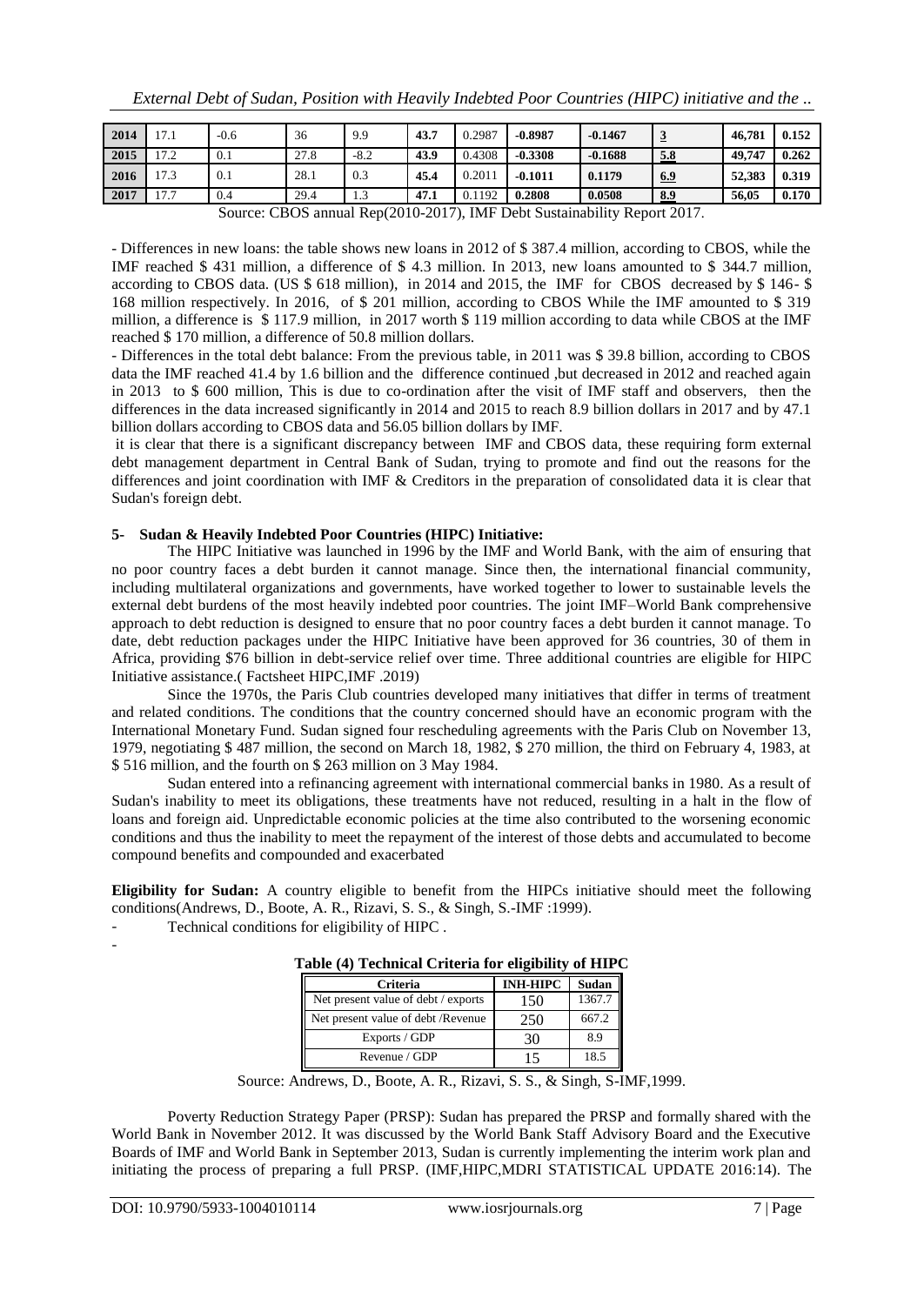| 2014 | 17.1 | -0.6 | 36 | 9.9 | **43.7** | 0.2987 | **-0.8987** | **-0.1467** | **3** | **46,781** | **0.152** |
|---|---|---|---|---|---|---|---|---|---|---|---|
| **2015** | 17.2 | 0.1 | 27.8 | -8.2 | **43.9** | 0.4308 | **-0.3308** | **-0.1688** | **5.8** | **49,747** | **0.262** |
| **2016** | 17.3 | 0.1 | 28.1 | 0.3 | **45.4** | 0.2011 | **-0.1011** | **0.1179** | **6.9** | **52,383** | **0.319** |
| **2017** | 17.7 | 0.4 | 29.4 | 1.3 | **47.1** | 0.1192 | **0.2808** | **0.0508** | **8.9** | **56,05** | **0.170** |

Source: CBOS annual Rep(2010-2017), IMF Debt Sustainability Report 2017.

- Differences in new loans: the table shows new loans in 2012 of $ 387.4 million, according to CBOS, while the IMF reached $ 431 million, a difference of $ 4.3 million. In 2013, new loans amounted to $ 344.7 million, according to CBOS data. (US $ 618 million), in 2014 and 2015, the IMF for CBOS decreased by $ 146- $ 168 million respectively. In 2016, of $ 201 million, according to CBOS While the IMF amounted to $ 319 million, a difference is $ 117.9 million, in 2017 worth $ 119 million according to data while CBOS at the IMF reached $ 170 million, a difference of 50.8 million dollars.

- Differences in the total debt balance: From the previous table, in 2011 was $ 39.8 billion, according to CBOS data the IMF reached 41.4 by 1.6 billion and the difference continued ,but decreased in 2012 and reached again in 2013 to $ 600 million, This is due to co-ordination after the visit of IMF staff and observers, then the differences in the data increased significantly in 2014 and 2015 to reach 8.9 billion dollars in 2017 and by 47.1 billion dollars according to CBOS data and 56.05 billion dollars by IMF.

it is clear that there is a significant discrepancy between IMF and CBOS data, these requiring form external debt management department in Central Bank of Sudan, trying to promote and find out the reasons for the differences and joint coordination with IMF & Creditors in the preparation of consolidated data it is clear that Sudan's foreign debt.

## 5- Sudan & Heavily Indebted Poor Countries (HIPC) Initiative:

The HIPC Initiative was launched in 1996 by the IMF and World Bank, with the aim of ensuring that no poor country faces a debt burden it cannot manage. Since then, the international financial community, including multilateral organizations and governments, have worked together to lower to sustainable levels the external debt burdens of the most heavily indebted poor countries. The joint IMF–World Bank comprehensive approach to debt reduction is designed to ensure that no poor country faces a debt burden it cannot manage. To date, debt reduction packages under the HIPC Initiative have been approved for 36 countries, 30 of them in Africa, providing $76 billion in debt-service relief over time. Three additional countries are eligible for HIPC Initiative assistance.( Factsheet HIPC,IMF .2019)

Since the 1970s, the Paris Club countries developed many initiatives that differ in terms of treatment and related conditions. The conditions that the country concerned should have an economic program with the International Monetary Fund. Sudan signed four rescheduling agreements with the Paris Club on November 13, 1979, negotiating $ 487 million, the second on March 18, 1982, $ 270 million, the third on February 4, 1983, at $ 516 million, and the fourth on $ 263 million on 3 May 1984.

Sudan entered into a refinancing agreement with international commercial banks in 1980. As a result of Sudan's inability to meet its obligations, these treatments have not reduced, resulting in a halt in the flow of loans and foreign aid. Unpredictable economic policies at the time also contributed to the worsening economic conditions and thus the inability to meet the repayment of the interest of those debts and accumulated to become compound benefits and compounded and exacerbated

**Eligibility for Sudan:** A country eligible to benefit from the HIPCs initiative should meet the following conditions(Andrews, D., Boote, A. R., Rizavi, S. S., & Singh, S.-IMF :1999).

- Technical conditions for eligibility of HIPC .
-

**Table (4) Technical Criteria for eligibility of HIPC**

| Criteria | INH-HIPC | Sudan |
|---|---|---|
| Net present value of debt / exports | 150 | 1367.7 |
| Net present value of debt /Revenue | 250 | 667.2 |
| Exports / GDP | 30 | 8.9 |
| Revenue / GDP | 15 | 18.5 |

Source: Andrews, D., Boote, A. R., Rizavi, S. S., & Singh, S-IMF,1999.

Poverty Reduction Strategy Paper (PRSP): Sudan has prepared the PRSP and formally shared with the World Bank in November 2012. It was discussed by the World Bank Staff Advisory Board and the Executive Boards of IMF and World Bank in September 2013, Sudan is currently implementing the interim work plan and initiating the process of preparing a full PRSP. (IMF,HIPC,MDRI STATISTICAL UPDATE 2016:14). The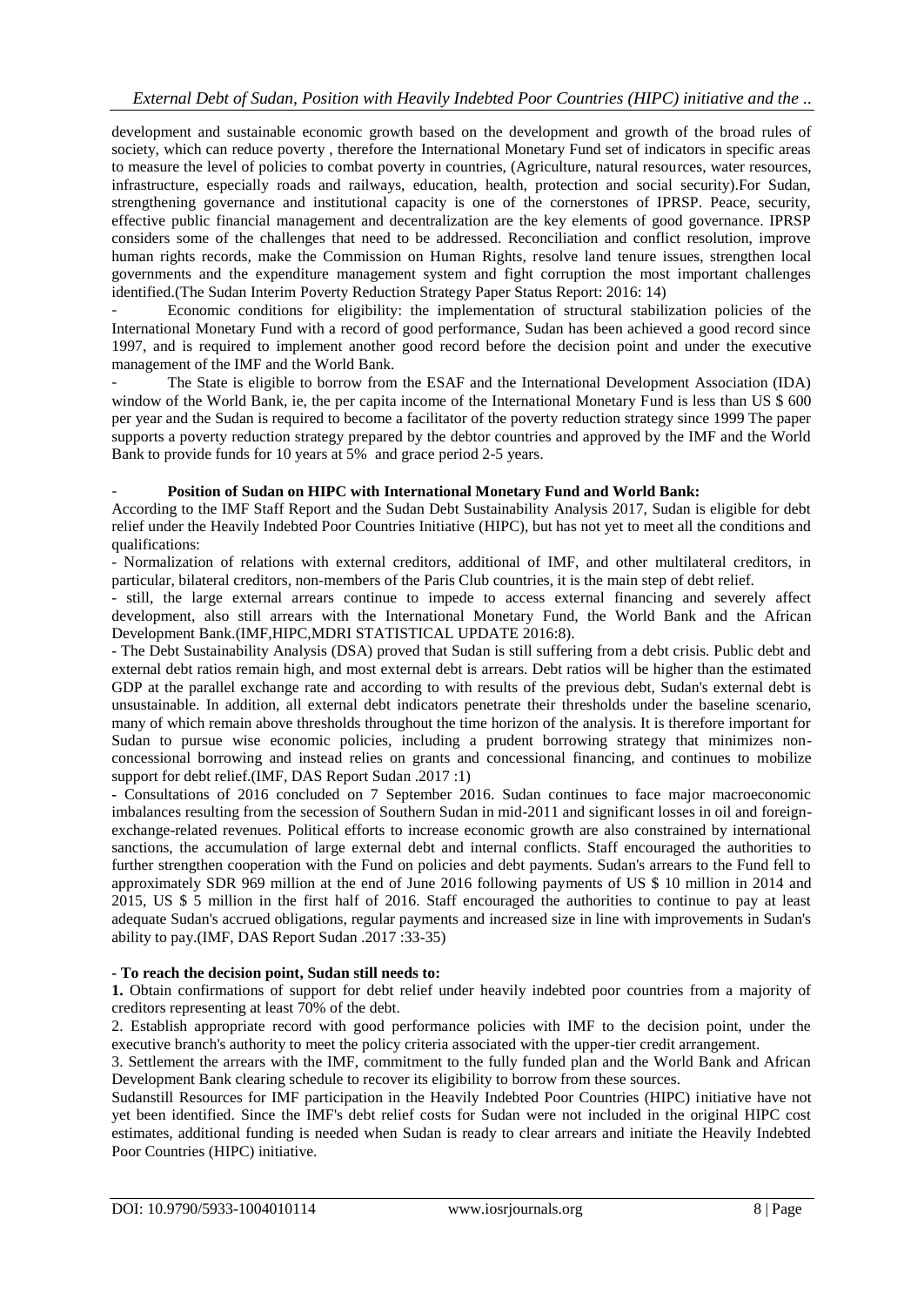development and sustainable economic growth based on the development and growth of the broad rules of society, which can reduce poverty , therefore the International Monetary Fund set of indicators in specific areas to measure the level of policies to combat poverty in countries, (Agriculture, natural resources, water resources, infrastructure, especially roads and railways, education, health, protection and social security).For Sudan, strengthening governance and institutional capacity is one of the cornerstones of IPRSP. Peace, security, effective public financial management and decentralization are the key elements of good governance. IPRSP considers some of the challenges that need to be addressed. Reconciliation and conflict resolution, improve human rights records, make the Commission on Human Rights, resolve land tenure issues, strengthen local governments and the expenditure management system and fight corruption the most important challenges identified.(The Sudan Interim Poverty Reduction Strategy Paper Status Report: 2016: 14)

- Economic conditions for eligibility: the implementation of structural stabilization policies of the International Monetary Fund with a record of good performance, Sudan has been achieved a good record since 1997, and is required to implement another good record before the decision point and under the executive management of the IMF and the World Bank.

- The State is eligible to borrow from the ESAF and the International Development Association (IDA) window of the World Bank, ie, the per capita income of the International Monetary Fund is less than US $ 600 per year and the Sudan is required to become a facilitator of the poverty reduction strategy since 1999 The paper supports a poverty reduction strategy prepared by the debtor countries and approved by the IMF and the World Bank to provide funds for 10 years at 5% and grace period 2-5 years.

- **Position of Sudan on HIPC with International Monetary Fund and World Bank:**

According to the IMF Staff Report and the Sudan Debt Sustainability Analysis 2017, Sudan is eligible for debt relief under the Heavily Indebted Poor Countries Initiative (HIPC), but has not yet to meet all the conditions and qualifications:

- Normalization of relations with external creditors, additional of IMF, and other multilateral creditors, in particular, bilateral creditors, non-members of the Paris Club countries, it is the main step of debt relief.

- still, the large external arrears continue to impede to access external financing and severely affect development, also still arrears with the International Monetary Fund, the World Bank and the African Development Bank.(IMF,HIPC,MDRI STATISTICAL UPDATE 2016:8).

- The Debt Sustainability Analysis (DSA) proved that Sudan is still suffering from a debt crisis. Public debt and external debt ratios remain high, and most external debt is arrears. Debt ratios will be higher than the estimated GDP at the parallel exchange rate and according to with results of the previous debt, Sudan's external debt is unsustainable. In addition, all external debt indicators penetrate their thresholds under the baseline scenario, many of which remain above thresholds throughout the time horizon of the analysis. It is therefore important for Sudan to pursue wise economic policies, including a prudent borrowing strategy that minimizes non-concessional borrowing and instead relies on grants and concessional financing, and continues to mobilize support for debt relief.(IMF, DAS Report Sudan .2017 :1)

- Consultations of 2016 concluded on 7 September 2016. Sudan continues to face major macroeconomic imbalances resulting from the secession of Southern Sudan in mid-2011 and significant losses in oil and foreign-exchange-related revenues. Political efforts to increase economic growth are also constrained by international sanctions, the accumulation of large external debt and internal conflicts. Staff encouraged the authorities to further strengthen cooperation with the Fund on policies and debt payments. Sudan's arrears to the Fund fell to approximately SDR 969 million at the end of June 2016 following payments of US $ 10 million in 2014 and 2015, US $ 5 million in the first half of 2016. Staff encouraged the authorities to continue to pay at least adequate Sudan's accrued obligations, regular payments and increased size in line with improvements in Sudan's ability to pay.(IMF, DAS Report Sudan .2017 :33-35)

**- To reach the decision point, Sudan still needs to:**

**1.** Obtain confirmations of support for debt relief under heavily indebted poor countries from a majority of creditors representing at least 70% of the debt.

2. Establish appropriate record with good performance policies with IMF to the decision point, under the executive branch's authority to meet the policy criteria associated with the upper-tier credit arrangement.

3. Settlement the arrears with the IMF, commitment to the fully funded plan and the World Bank and African Development Bank clearing schedule to recover its eligibility to borrow from these sources.

Sudanstill Resources for IMF participation in the Heavily Indebted Poor Countries (HIPC) initiative have not yet been identified. Since the IMF's debt relief costs for Sudan were not included in the original HIPC cost estimates, additional funding is needed when Sudan is ready to clear arrears and initiate the Heavily Indebted Poor Countries (HIPC) initiative.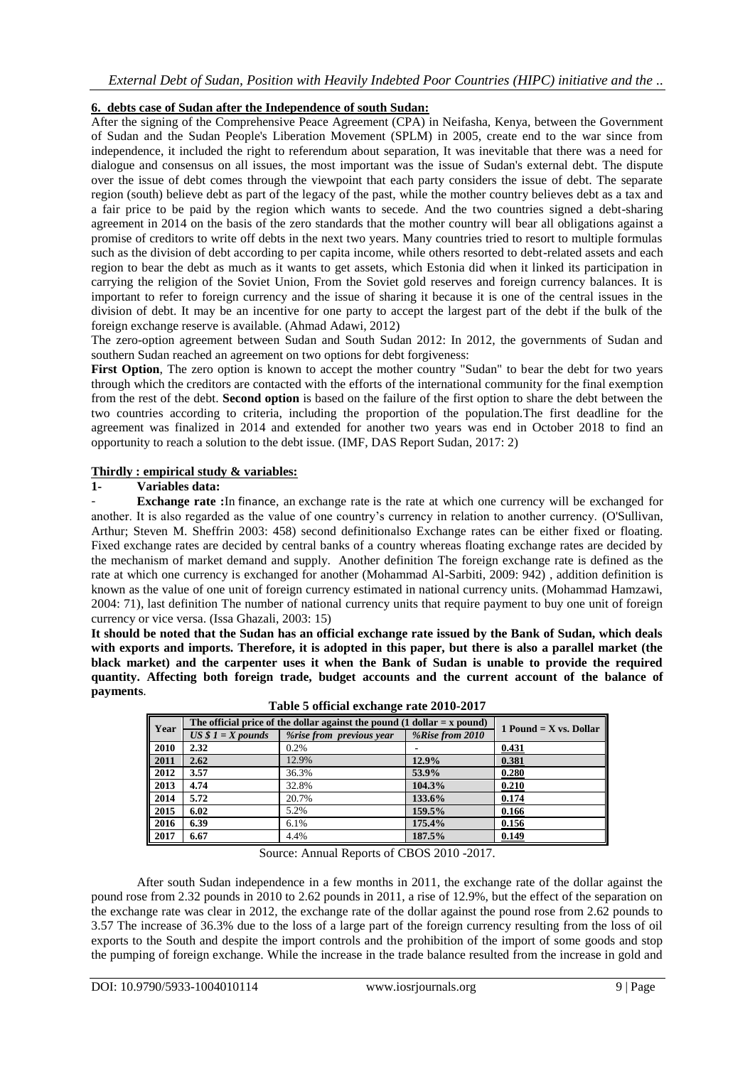**6. debts case of Sudan after the Independence of south Sudan:**

After the signing of the Comprehensive Peace Agreement (CPA) in Neifasha, Kenya, between the Government of Sudan and the Sudan People's Liberation Movement (SPLM) in 2005, create end to the war since from independence, it included the right to referendum about separation, It was inevitable that there was a need for dialogue and consensus on all issues, the most important was the issue of Sudan's external debt. The dispute over the issue of debt comes through the viewpoint that each party considers the issue of debt. The separate region (south) believe debt as part of the legacy of the past, while the mother country believes debt as a tax and a fair price to be paid by the region which wants to secede. And the two countries signed a debt-sharing agreement in 2014 on the basis of the zero standards that the mother country will bear all obligations against a promise of creditors to write off debts in the next two years. Many countries tried to resort to multiple formulas such as the division of debt according to per capita income, while others resorted to debt-related assets and each region to bear the debt as much as it wants to get assets, which Estonia did when it linked its participation in carrying the religion of the Soviet Union, From the Soviet gold reserves and foreign currency balances. It is important to refer to foreign currency and the issue of sharing it because it is one of the central issues in the division of debt. It may be an incentive for one party to accept the largest part of the debt if the bulk of the foreign exchange reserve is available. (Ahmad Adawi, 2012)

The zero-option agreement between Sudan and South Sudan 2012: In 2012, the governments of Sudan and southern Sudan reached an agreement on two options for debt forgiveness:

**First Option**, The zero option is known to accept the mother country "Sudan" to bear the debt for two years through which the creditors are contacted with the efforts of the international community for the final exemption from the rest of the debt. **Second option** is based on the failure of the first option to share the debt between the two countries according to criteria, including the proportion of the population.The first deadline for the agreement was finalized in 2014 and extended for another two years was end in October 2018 to find an opportunity to reach a solution to the debt issue. (IMF, DAS Report Sudan, 2017: 2)

**Thirdly : empirical study & variables:**

**1- Variables data:**

- **Exchange rate :**In finance, an exchange rate is the rate at which one currency will be exchanged for another. It is also regarded as the value of one country's currency in relation to another currency. (O'Sullivan, Arthur; Steven M. Sheffrin 2003: 458) second definitionalso Exchange rates can be either fixed or floating. Fixed exchange rates are decided by central banks of a country whereas floating exchange rates are decided by the mechanism of market demand and supply. Another definition The foreign exchange rate is defined as the rate at which one currency is exchanged for another (Mohammad Al-Sarbiti, 2009: 942) , addition definition is known as the value of one unit of foreign currency estimated in national currency units. (Mohammad Hamzawi, 2004: 71), last definition The number of national currency units that require payment to buy one unit of foreign currency or vice versa. (Issa Ghazali, 2003: 15)

**It should be noted that the Sudan has an official exchange rate issued by the Bank of Sudan, which deals with exports and imports. Therefore, it is adopted in this paper, but there is also a parallel market (the black market) and the carpenter uses it when the Bank of Sudan is unable to provide the required quantity. Affecting both foreign trade, budget accounts and the current account of the balance of payments**.

**Table 5 official exchange rate 2010-2017**

| Year | The official price of the dollar against the pound (1 dollar = x pound) | | | 1 Pound = X vs. Dollar |
|---|---|---|---|---|
| | *US $ 1 = X pounds* | *%rise from previous year* | *%Rise from 2010* | |
| **2010** | **2.32** | 0.2% | - | **0.431** |
| **2011** | **2.62** | 12.9% | **12.9%** | **0.381** |
| **2012** | **3.57** | 36.3% | **53.9%** | **0.280** |
| **2013** | **4.74** | 32.8% | **104.3%** | **0.210** |
| **2014** | **5.72** | 20.7% | **133.6%** | **0.174** |
| **2015** | **6.02** | 5.2% | **159.5%** | **0.166** |
| **2016** | **6.39** | 6.1% | **175.4%** | **0.156** |
| **2017** | **6.67** | 4.4% | **187.5%** | **0.149** |

Source: Annual Reports of CBOS 2010 -2017.

After south Sudan independence in a few months in 2011, the exchange rate of the dollar against the pound rose from 2.32 pounds in 2010 to 2.62 pounds in 2011, a rise of 12.9%, but the effect of the separation on the exchange rate was clear in 2012, the exchange rate of the dollar against the pound rose from 2.62 pounds to 3.57 The increase of 36.3% due to the loss of a large part of the foreign currency resulting from the loss of oil exports to the South and despite the import controls and the prohibition of the import of some goods and stop the pumping of foreign exchange. While the increase in the trade balance resulted from the increase in gold and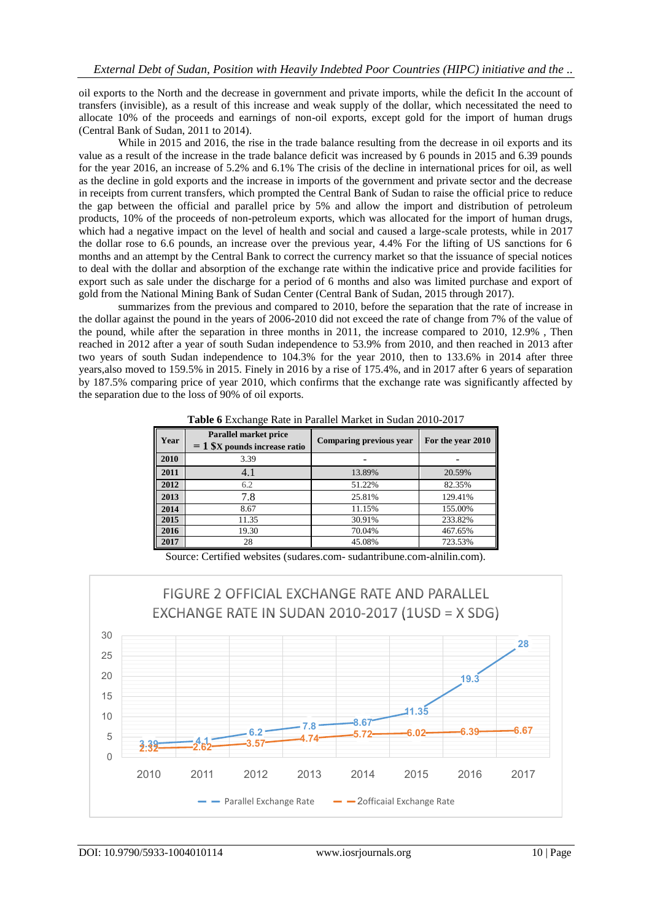oil exports to the North and the decrease in government and private imports, while the deficit In the account of transfers (invisible), as a result of this increase and weak supply of the dollar, which necessitated the need to allocate 10% of the proceeds and earnings of non-oil exports, except gold for the import of human drugs (Central Bank of Sudan, 2011 to 2014).

While in 2015 and 2016, the rise in the trade balance resulting from the decrease in oil exports and its value as a result of the increase in the trade balance deficit was increased by 6 pounds in 2015 and 6.39 pounds for the year 2016, an increase of 5.2% and 6.1% The crisis of the decline in international prices for oil, as well as the decline in gold exports and the increase in imports of the government and private sector and the decrease in receipts from current transfers, which prompted the Central Bank of Sudan to raise the official price to reduce the gap between the official and parallel price by 5% and allow the import and distribution of petroleum products, 10% of the proceeds of non-petroleum exports, which was allocated for the import of human drugs, which had a negative impact on the level of health and social and caused a large-scale protests, while in 2017 the dollar rose to 6.6 pounds, an increase over the previous year, 4.4% For the lifting of US sanctions for 6 months and an attempt by the Central Bank to correct the currency market so that the issuance of special notices to deal with the dollar and absorption of the exchange rate within the indicative price and provide facilities for export such as sale under the discharge for a period of 6 months and also was limited purchase and export of gold from the National Mining Bank of Sudan Center (Central Bank of Sudan, 2015 through 2017).

summarizes from the previous and compared to 2010, before the separation that the rate of increase in the dollar against the pound in the years of 2006-2010 did not exceed the rate of change from 7% of the value of the pound, while after the separation in three months in 2011, the increase compared to 2010, 12.9% , Then reached in 2012 after a year of south Sudan independence to 53.9% from 2010, and then reached in 2013 after two years of south Sudan independence to 104.3% for the year 2010, then to 133.6% in 2014 after three years,also moved to 159.5% in 2015. Finely in 2016 by a rise of 175.4%, and in 2017 after 6 years of separation by 187.5% comparing price of year 2010, which confirms that the exchange rate was significantly affected by the separation due to the loss of 90% of oil exports.

**Table 6** Exchange Rate in Parallel Market in Sudan 2010-2017

| Year | Parallel market price = 1 $X pounds increase ratio | Comparing previous year | For the year 2010 |
|---|---|---|---|
| 2010 | 3.39 | - | - |
| 2011 | 4.1 | 13.89% | 20.59% |
| 2012 | 6.2 | 51.22% | 82.35% |
| 2013 | 7.8 | 25.81% | 129.41% |
| 2014 | 8.67 | 11.15% | 155.00% |
| 2015 | 11.35 | 30.91% | 233.82% |
| 2016 | 19.30 | 70.04% | 467.65% |
| 2017 | 28 | 45.08% | 723.53% |

Source: Certified websites (sudares.com- sudantribune.com-alnilin.com).

**FIGURE 2 OFFICIAL EXCHANGE RATE AND PARALLEL EXCHANGE RATE IN SUDAN 2010-2017 (1USD = X SDG)**

| Year | Parallel Exchange Rate | 2officaial Exchange Rate |
|---|---|---|
| 2010 | 3.39 | 2.32 |
| 2011 | 4.1 | 2.62 |
| 2012 | 6.2 | 3.57 |
| 2013 | 7.8 | 4.74 |
| 2014 | 8.67 | 5.72 |
| 2015 | 11.35 | 6.02 |
| 2016 | 19.3 | 6.39 |
| 2017 | 28 | 6.67 |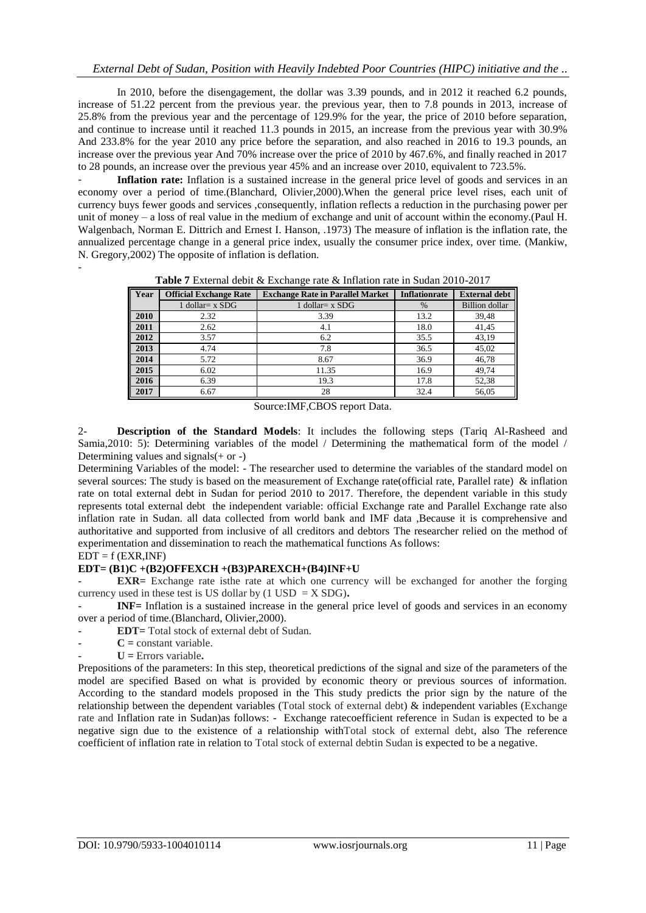In 2010, before the disengagement, the dollar was 3.39 pounds, and in 2012 it reached 6.2 pounds, increase of 51.22 percent from the previous year. the previous year, then to 7.8 pounds in 2013, increase of 25.8% from the previous year and the percentage of 129.9% for the year, the price of 2010 before separation, and continue to increase until it reached 11.3 pounds in 2015, an increase from the previous year with 30.9% And 233.8% for the year 2010 any price before the separation, and also reached in 2016 to 19.3 pounds, an increase over the previous year And 70% increase over the price of 2010 by 467.6%, and finally reached in 2017 to 28 pounds, an increase over the previous year 45% and an increase over 2010, equivalent to 723.5%.

- **Inflation rate:** Inflation is a sustained increase in the general price level of goods and services in an economy over a period of time.(Blanchard, Olivier,2000).When the general price level rises, each unit of currency buys fewer goods and services ,consequently, inflation reflects a reduction in the purchasing power per unit of money – a loss of real value in the medium of exchange and unit of account within the economy.(Paul H. Walgenbach, Norman E. Dittrich and Ernest I. Hanson, .1973) The measure of inflation is the inflation rate, the annualized percentage change in a general price index, usually the consumer price index, over time. (Mankiw, N. Gregory,2002) The opposite of inflation is deflation.

-

**Table 7** External debit & Exchange rate & Inflation rate in Sudan 2010-2017

| Year | Official Exchange Rate | Exchange Rate in Parallel Market | Inflationrate | External debt |
|---|---|---|---|---|
| | 1 dollar= x SDG | 1 dollar= x SDG | % | Billion dollar |
| **2010** | 2.32 | 3.39 | 13.2 | 39,48 |
| **2011** | 2.62 | 4.1 | 18.0 | 41,45 |
| **2012** | 3.57 | 6.2 | 35.5 | 43,19 |
| **2013** | 4.74 | 7.8 | 36.5 | 45,02 |
| **2014** | 5.72 | 8.67 | 36.9 | 46,78 |
| **2015** | 6.02 | 11.35 | 16.9 | 49,74 |
| **2016** | 6.39 | 19.3 | 17.8 | 52,38 |
| **2017** | 6.67 | 28 | 32.4 | 56,05 |

Source:IMF,CBOS report Data.

2- **Description of the Standard Models**: It includes the following steps (Tariq Al-Rasheed and Samia,2010: 5): Determining variables of the model / Determining the mathematical form of the model / Determining values and signals(+ or -)

Determining Variables of the model: - The researcher used to determine the variables of the standard model on several sources: The study is based on the measurement of Exchange rate(official rate, Parallel rate) & inflation rate on total external debt in Sudan for period 2010 to 2017. Therefore, the dependent variable in this study represents total external debt the independent variable: official Exchange rate and Parallel Exchange rate also inflation rate in Sudan. all data collected from world bank and IMF data ,Because it is comprehensive and authoritative and supported from inclusive of all creditors and debtors The researcher relied on the method of experimentation and dissemination to reach the mathematical functions As follows:

EDT = f (EXR,INF)

**EDT= (B1)C +(B2)OFFEXCH +(B3)PAREXCH+(B4)INF+U**

- **EXR=** Exchange rate isthe rate at which one currency will be exchanged for another the forging currency used in these test is US dollar by (1 USD = X SDG)**.**
- **INF=** Inflation is a sustained increase in the general price level of goods and services in an economy over a period of time.(Blanchard, Olivier,2000).
- **EDT=** Total stock of external debt of Sudan.
- **C =** constant variable.
- **U =** Errors variable**.**

Prepositions of the parameters: In this step, theoretical predictions of the signal and size of the parameters of the model are specified Based on what is provided by economic theory or previous sources of information. According to the standard models proposed in the This study predicts the prior sign by the nature of the relationship between the dependent variables (Total stock of external debt) & independent variables (Exchange rate and Inflation rate in Sudan)as follows: - Exchange ratecoefficient reference in Sudan is expected to be a negative sign due to the existence of a relationship withTotal stock of external debt, also The reference coefficient of inflation rate in relation to Total stock of external debtin Sudan is expected to be a negative.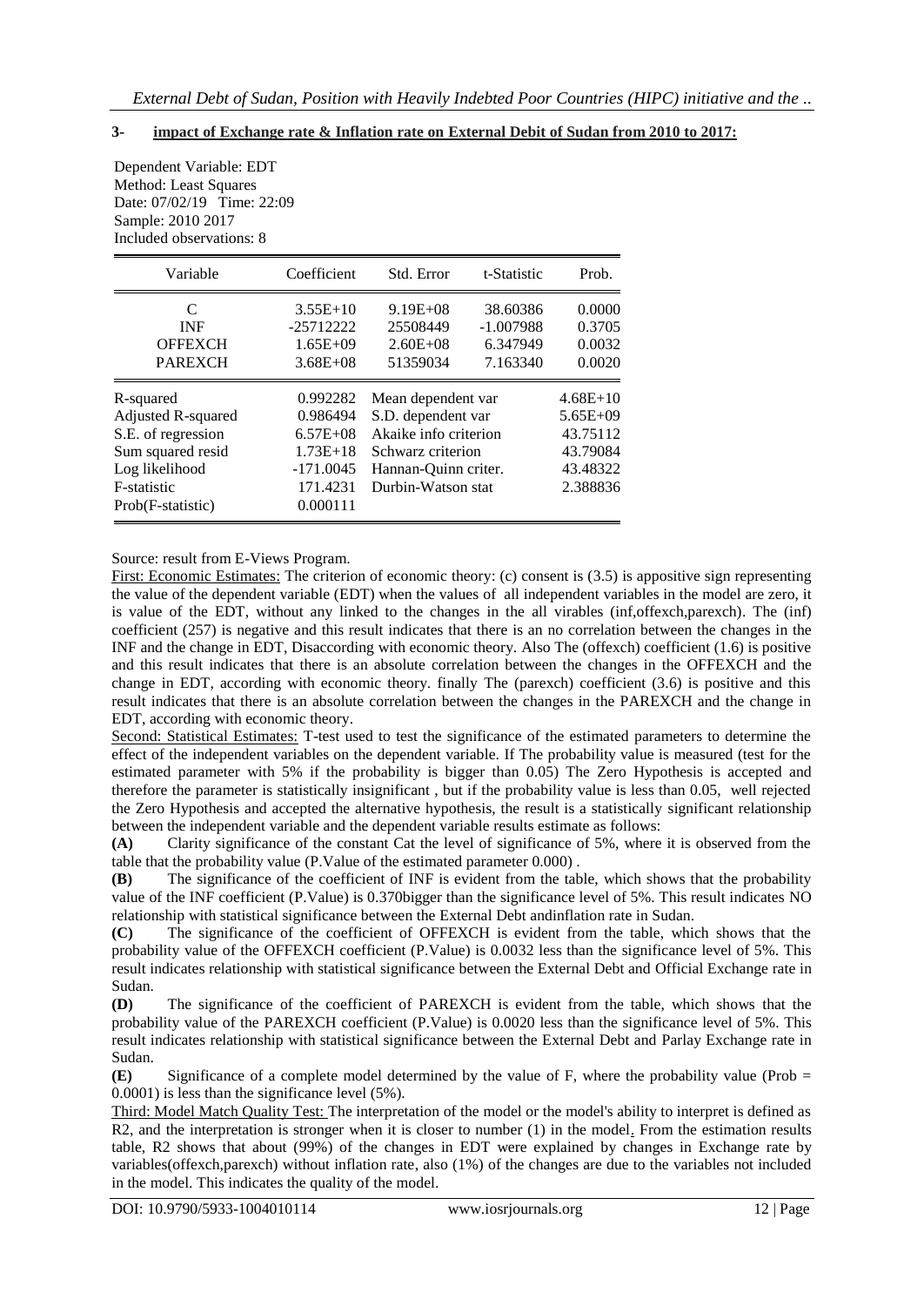**3- impact of Exchange rate & Inflation rate on External Debit of Sudan from 2010 to 2017:**

Dependent Variable: EDT
Method: Least Squares
Date: 07/02/19 Time: 22:09
Sample: 2010 2017
Included observations: 8

| Variable | Coefficient | Std. Error | t-Statistic | Prob. |
|---|---|---|---|---|
| C | 3.55E+10 | 9.19E+08 | 38.60386 | 0.0000 |
| INF | -25712222 | 25508449 | -1.007988 | 0.3705 |
| OFFEXCH | 1.65E+09 | 2.60E+08 | 6.347949 | 0.0032 |
| PAREXCH | 3.68E+08 | 51359034 | 7.163340 | 0.0020 |

| | | | |
|---|---|---|---|
| R-squared | 0.992282 | Mean dependent var | 4.68E+10 |
| Adjusted R-squared | 0.986494 | S.D. dependent var | 5.65E+09 |
| S.E. of regression | 6.57E+08 | Akaike info criterion | 43.75112 |
| Sum squared resid | 1.73E+18 | Schwarz criterion | 43.79084 |
| Log likelihood | -171.0045 | Hannan-Quinn criter. | 43.48322 |
| F-statistic | 171.4231 | Durbin-Watson stat | 2.388836 |
| Prob(F-statistic) | 0.000111 | | |

Source: result from E-Views Program.

First: Economic Estimates: The criterion of economic theory: (c) consent is (3.5) is appositive sign representing the value of the dependent variable (EDT) when the values of all independent variables in the model are zero, it is value of the EDT, without any linked to the changes in the all virables (inf,offexch,parexch). The (inf) coefficient (257) is negative and this result indicates that there is an no correlation between the changes in the INF and the change in EDT, Disaccording with economic theory. Also The (offexch) coefficient (1.6) is positive and this result indicates that there is an absolute correlation between the changes in the OFFEXCH and the change in EDT, according with economic theory. finally The (parexch) coefficient (3.6) is positive and this result indicates that there is an absolute correlation between the changes in the PAREXCH and the change in EDT, according with economic theory.

Second: Statistical Estimates: T-test used to test the significance of the estimated parameters to determine the effect of the independent variables on the dependent variable. If The probability value is measured (test for the estimated parameter with 5% if the probability is bigger than 0.05) The Zero Hypothesis is accepted and therefore the parameter is statistically insignificant , but if the probability value is less than 0.05, well rejected the Zero Hypothesis and accepted the alternative hypothesis, the result is a statistically significant relationship between the independent variable and the dependent variable results estimate as follows:

**(A)** Clarity significance of the constant Cat the level of significance of 5%, where it is observed from the table that the probability value (P.Value of the estimated parameter 0.000) .

**(B)** The significance of the coefficient of INF is evident from the table, which shows that the probability value of the INF coefficient (P.Value) is 0.370bigger than the significance level of 5%. This result indicates NO relationship with statistical significance between the External Debt andinflation rate in Sudan.

**(C)** The significance of the coefficient of OFFEXCH is evident from the table, which shows that the probability value of the OFFEXCH coefficient (P.Value) is 0.0032 less than the significance level of 5%. This result indicates relationship with statistical significance between the External Debt and Official Exchange rate in Sudan.

**(D)** The significance of the coefficient of PAREXCH is evident from the table, which shows that the probability value of the PAREXCH coefficient (P.Value) is 0.0020 less than the significance level of 5%. This result indicates relationship with statistical significance between the External Debt and Parlay Exchange rate in Sudan.

**(E)** Significance of a complete model determined by the value of F, where the probability value (Prob = 0.0001) is less than the significance level (5%).

Third: Model Match Quality Test: The interpretation of the model or the model's ability to interpret is defined as R2, and the interpretation is stronger when it is closer to number (1) in the model. From the estimation results table, R2 shows that about (99%) of the changes in EDT were explained by changes in Exchange rate by variables(offexch,parexch) without inflation rate, also (1%) of the changes are due to the variables not included in the model. This indicates the quality of the model.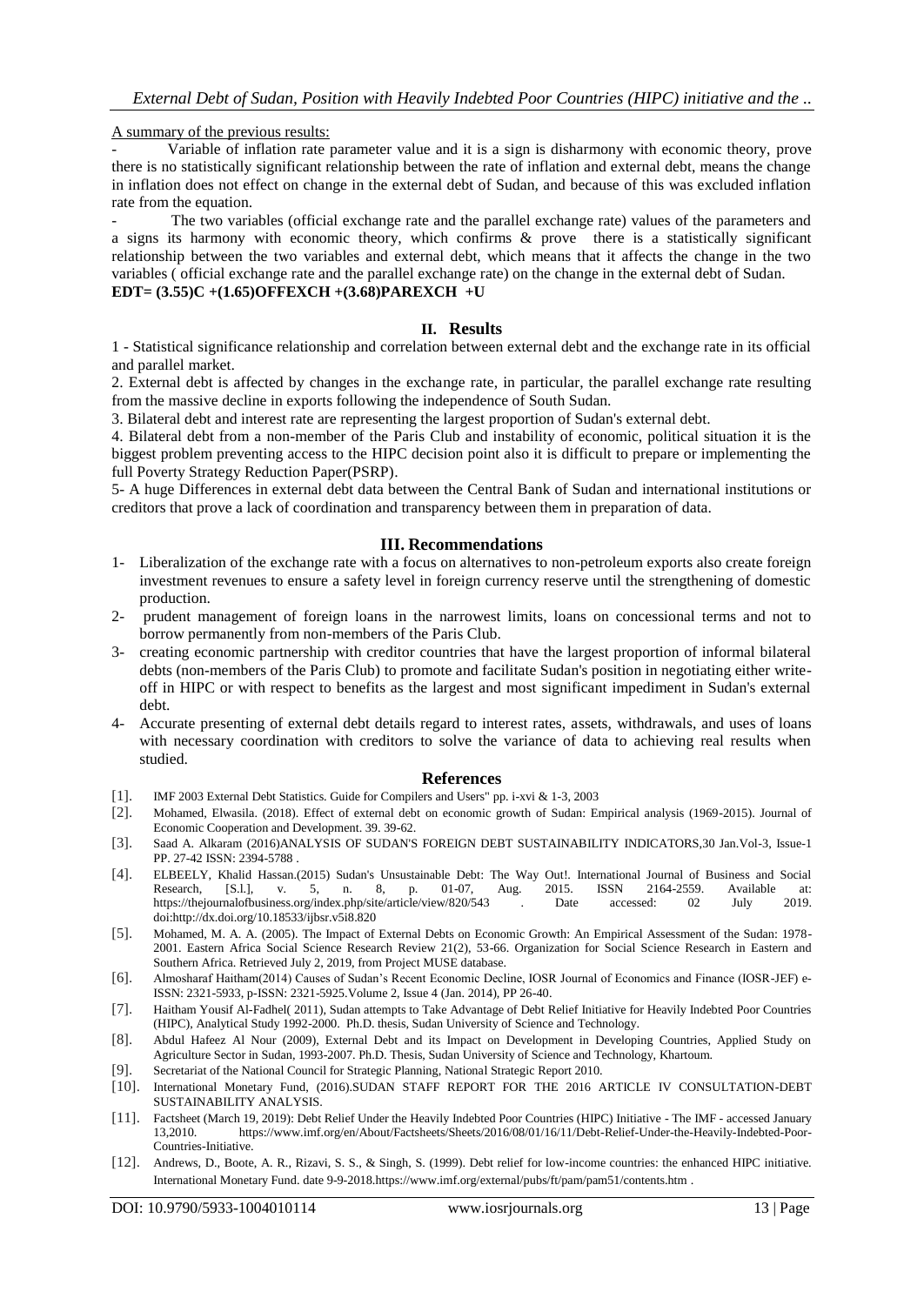A summary of the previous results:

- Variable of inflation rate parameter value and it is a sign is disharmony with economic theory, prove there is no statistically significant relationship between the rate of inflation and external debt, means the change in inflation does not effect on change in the external debt of Sudan, and because of this was excluded inflation rate from the equation.
- The two variables (official exchange rate and the parallel exchange rate) values of the parameters and a signs its harmony with economic theory, which confirms & prove there is a statistically significant relationship between the two variables and external debt, which means that it affects the change in the two variables ( official exchange rate and the parallel exchange rate) on the change in the external debt of Sudan.

**EDT= (3.55)C +(1.65)OFFEXCH +(3.68)PAREXCH +U**

## II. Results

1 - Statistical significance relationship and correlation between external debt and the exchange rate in its official and parallel market.

2. External debt is affected by changes in the exchange rate, in particular, the parallel exchange rate resulting from the massive decline in exports following the independence of South Sudan.

3. Bilateral debt and interest rate are representing the largest proportion of Sudan's external debt.

4. Bilateral debt from a non-member of the Paris Club and instability of economic, political situation it is the biggest problem preventing access to the HIPC decision point also it is difficult to prepare or implementing the full Poverty Strategy Reduction Paper(PSRP).

5- A huge Differences in external debt data between the Central Bank of Sudan and international institutions or creditors that prove a lack of coordination and transparency between them in preparation of data.

## III. Recommendations

1- Liberalization of the exchange rate with a focus on alternatives to non-petroleum exports also create foreign investment revenues to ensure a safety level in foreign currency reserve until the strengthening of domestic production.

2- prudent management of foreign loans in the narrowest limits, loans on concessional terms and not to borrow permanently from non-members of the Paris Club.

3- creating economic partnership with creditor countries that have the largest proportion of informal bilateral debts (non-members of the Paris Club) to promote and facilitate Sudan's position in negotiating either write-off in HIPC or with respect to benefits as the largest and most significant impediment in Sudan's external debt.

4- Accurate presenting of external debt details regard to interest rates, assets, withdrawals, and uses of loans with necessary coordination with creditors to solve the variance of data to achieving real results when studied.

## References

[1]. IMF 2003 External Debt Statistics. Guide for Compilers and Users" pp. i-xvi & 1-3, 2003

[2]. Mohamed, Elwasila. (2018). Effect of external debt on economic growth of Sudan: Empirical analysis (1969-2015). Journal of Economic Cooperation and Development. 39. 39-62.

[3]. Saad A. Alkaram (2016)ANALYSIS OF SUDAN'S FOREIGN DEBT SUSTAINABILITY INDICATORS,30 Jan.Vol-3, Issue-1 PP. 27-42 ISSN: 2394-5788 .

[4]. ELBEELY, Khalid Hassan.(2015) Sudan's Unsustainable Debt: The Way Out!. International Journal of Business and Social Research, [S.l.], v. 5, n. 8, p. 01-07, Aug. 2015. ISSN 2164-2559. Available at: https://thejournalofbusiness.org/index.php/site/article/view/820/543 . Date accessed: 02 July 2019. doi:http://dx.doi.org/10.18533/ijbsr.v5i8.820

[5]. Mohamed, M. A. A. (2005). The Impact of External Debts on Economic Growth: An Empirical Assessment of the Sudan: 1978-2001. Eastern Africa Social Science Research Review 21(2), 53-66. Organization for Social Science Research in Eastern and Southern Africa. Retrieved July 2, 2019, from Project MUSE database.

[6]. Almosharaf Haitham(2014) Causes of Sudan's Recent Economic Decline, IOSR Journal of Economics and Finance (IOSR-JEF) e-ISSN: 2321-5933, p-ISSN: 2321-5925.Volume 2, Issue 4 (Jan. 2014), PP 26-40.

[7]. Haitham Yousif Al-Fadhel( 2011), Sudan attempts to Take Advantage of Debt Relief Initiative for Heavily Indebted Poor Countries (HIPC), Analytical Study 1992-2000. Ph.D. thesis, Sudan University of Science and Technology.

[8]. Abdul Hafeez Al Nour (2009), External Debt and its Impact on Development in Developing Countries, Applied Study on Agriculture Sector in Sudan, 1993-2007. Ph.D. Thesis, Sudan University of Science and Technology, Khartoum.

[9]. Secretariat of the National Council for Strategic Planning, National Strategic Report 2010.

[10]. International Monetary Fund, (2016).SUDAN STAFF REPORT FOR THE 2016 ARTICLE IV CONSULTATION-DEBT SUSTAINABILITY ANALYSIS.

[11]. Factsheet (March 19, 2019): Debt Relief Under the Heavily Indebted Poor Countries (HIPC) Initiative - The IMF - accessed January 13,2010. https://www.imf.org/en/About/Factsheets/Sheets/2016/08/01/16/11/Debt-Relief-Under-the-Heavily-Indebted-Poor-Countries-Initiative.

[12]. Andrews, D., Boote, A. R., Rizavi, S. S., & Singh, S. (1999). Debt relief for low-income countries: the enhanced HIPC initiative. International Monetary Fund. date 9-9-2018.https://www.imf.org/external/pubs/ft/pam/pam51/contents.htm .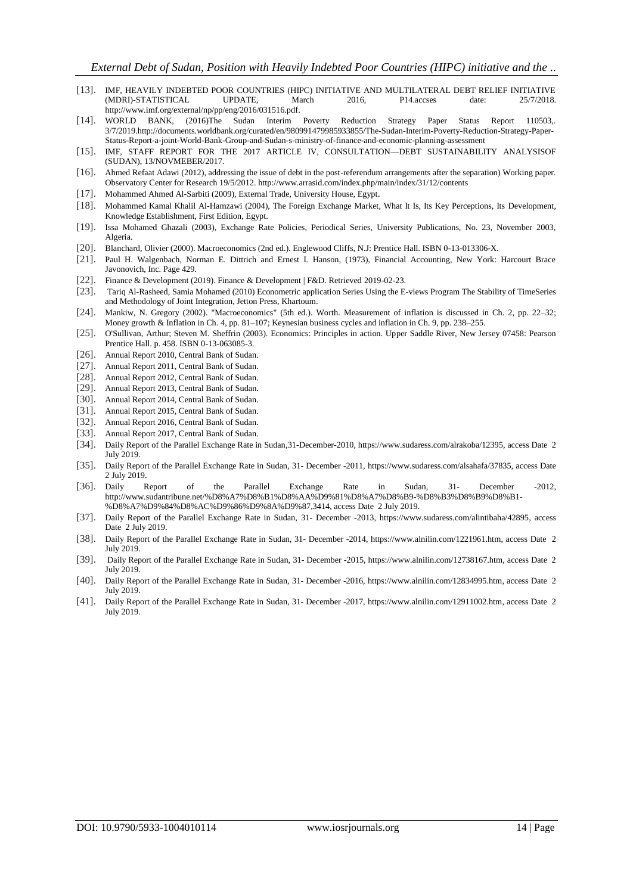[13]. IMF, HEAVILY INDEBTED POOR COUNTRIES (HIPC) INITIATIVE AND MULTILATERAL DEBT RELIEF INITIATIVE (MDRI)-STATISTICAL UPDATE, March 2016, P14.accses date: 25/7/2018. http://www.imf.org/external/np/pp/eng/2016/031516.pdf.

[14]. WORLD BANK, (2016)The Sudan Interim Poverty Reduction Strategy Paper Status Report 110503,. 3/7/2019.http://documents.worldbank.org/curated/en/980991479985933855/The-Sudan-Interim-Poverty-Reduction-Strategy-Paper-Status-Report-a-joint-World-Bank-Group-and-Sudan-s-ministry-of-finance-and-economic-planning-assessment

[15]. IMF, STAFF REPORT FOR THE 2017 ARTICLE IV, CONSULTATION—DEBT SUSTAINABILITY ANALYSISOF (SUDAN), 13/NOVMEBER/2017.

[16]. Ahmed Refaat Adawi (2012), addressing the issue of debt in the post-referendum arrangements after the separation) Working paper. Observatory Center for Research 19/5/2012. http://www.arrasid.com/index.php/main/index/31/12/contents

[17]. Mohammed Ahmed Al-Sarbiti (2009), External Trade, University House, Egypt.

[18]. Mohammed Kamal Khalil Al-Hamzawi (2004), The Foreign Exchange Market, What It Is, Its Key Perceptions, Its Development, Knowledge Establishment, First Edition, Egypt.

[19]. Issa Mohamed Ghazali (2003), Exchange Rate Policies, Periodical Series, University Publications, No. 23, November 2003, Algeria.

[20]. Blanchard, Olivier (2000). Macroeconomics (2nd ed.). Englewood Cliffs, N.J: Prentice Hall. ISBN 0-13-013306-X.

[21]. Paul H. Walgenbach, Norman E. Dittrich and Ernest I. Hanson, (1973), Financial Accounting, New York: Harcourt Brace Javonovich, Inc. Page 429.

[22]. Finance & Development (2019). Finance & Development | F&D. Retrieved 2019-02-23.

[23]. Tariq Al-Rasheed, Samia Mohamed (2010) Econometric application Series Using the E-views Program The Stability of TimeSeries and Methodology of Joint Integration, Jetton Press, Khartoum.

[24]. Mankiw, N. Gregory (2002). "Macroeconomics" (5th ed.). Worth. Measurement of inflation is discussed in Ch. 2, pp. 22–32; Money growth & Inflation in Ch. 4, pp. 81–107; Keynesian business cycles and inflation in Ch. 9, pp. 238–255.

[25]. O'Sullivan, Arthur; Steven M. Sheffrin (2003). Economics: Principles in action. Upper Saddle River, New Jersey 07458: Pearson Prentice Hall. p. 458. ISBN 0-13-063085-3.

[26]. Annual Report 2010, Central Bank of Sudan.

[27]. Annual Report 2011, Central Bank of Sudan.

[28]. Annual Report 2012, Central Bank of Sudan.

[29]. Annual Report 2013, Central Bank of Sudan.

[30]. Annual Report 2014, Central Bank of Sudan.

[31]. Annual Report 2015, Central Bank of Sudan.

[32]. Annual Report 2016, Central Bank of Sudan.

[33]. Annual Report 2017, Central Bank of Sudan.

[34]. Daily Report of the Parallel Exchange Rate in Sudan,31-December-2010, https://www.sudaress.com/alrakoba/12395, access Date 2 July 2019.

[35]. Daily Report of the Parallel Exchange Rate in Sudan, 31- December -2011, https://www.sudaress.com/alsahafa/37835, access Date 2 July 2019.

[36]. Daily Report of the Parallel Exchange Rate in Sudan, 31- December -2012, http://www.sudantribune.net/%D8%A7%D8%B1%D8%AA%D9%81%D8%A7%D8%B9-%D8%B3%D8%B9%D8%B1-%D8%A7%D9%84%D8%AC%D9%86%D9%8A%D9%87,3414, access Date 2 July 2019.

[37]. Daily Report of the Parallel Exchange Rate in Sudan, 31- December -2013, https://www.sudaress.com/alintibaha/42895, access Date 2 July 2019.

[38]. Daily Report of the Parallel Exchange Rate in Sudan, 31- December -2014, https://www.alnilin.com/1221961.htm, access Date 2 July 2019.

[39]. Daily Report of the Parallel Exchange Rate in Sudan, 31- December -2015, https://www.alnilin.com/12738167.htm, access Date 2 July 2019.

[40]. Daily Report of the Parallel Exchange Rate in Sudan, 31- December -2016, https://www.alnilin.com/12834995.htm, access Date 2 July 2019.

[41]. Daily Report of the Parallel Exchange Rate in Sudan, 31- December -2017, https://www.alnilin.com/12911002.htm, access Date 2 July 2019.